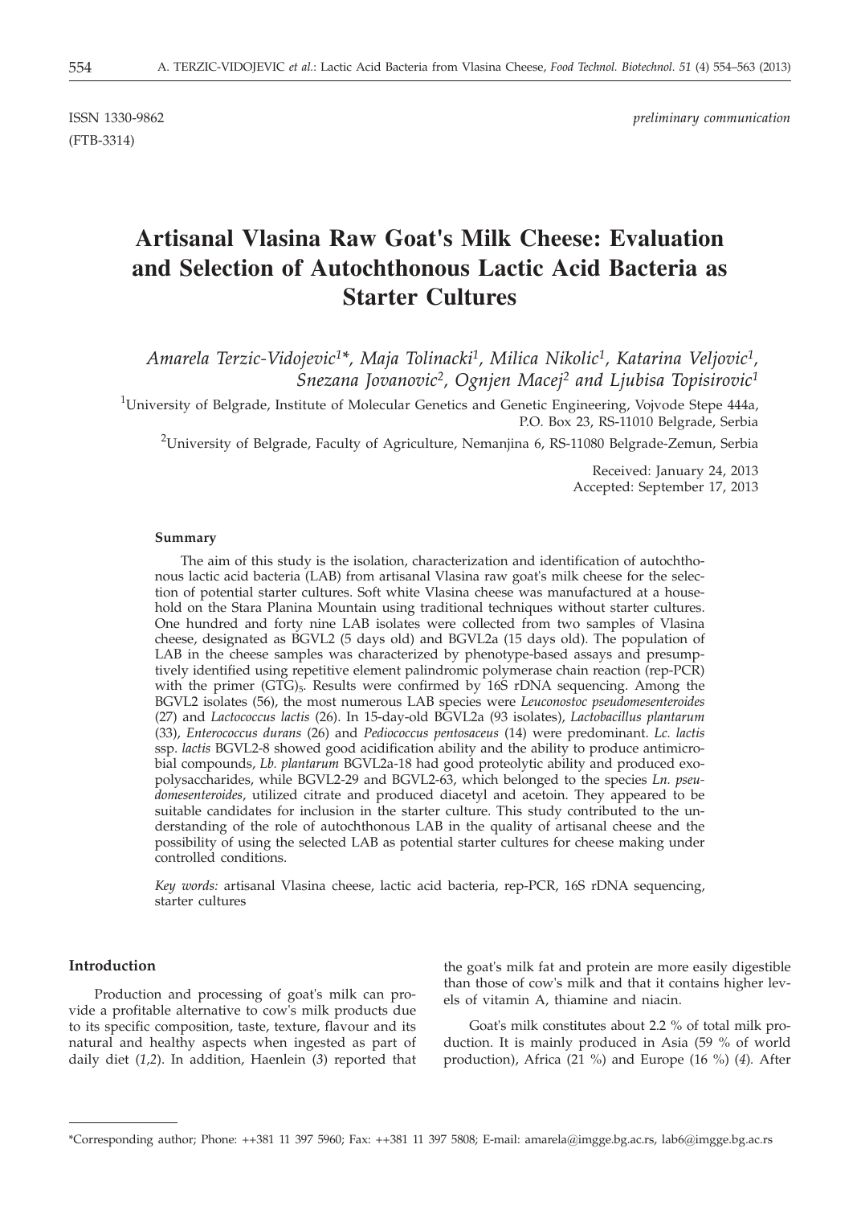ISSN 1330-9862 *preliminary communication*
(FTB-3314)

# Artisanal Vlasina Raw Goat's Milk Cheese: Evaluation and Selection of Autochthonous Lactic Acid Bacteria as Starter Cultures

*Amarela Terzic-Vidojevic[1]\*, Maja Tolinacki[1], Milica Nikolic[1], Katarina Veljovic[1], Snezana Jovanovic[2], Ognjen Macej[2] and Ljubisa Topisirovic[1]*

[1]University of Belgrade, Institute of Molecular Genetics and Genetic Engineering, Vojvode Stepe 444a, P.O. Box 23, RS-11010 Belgrade, Serbia

[2]University of Belgrade, Faculty of Agriculture, Nemanjina 6, RS-11080 Belgrade-Zemun, Serbia

Received: January 24, 2013
Accepted: September 17, 2013

#### Summary

The aim of this study is the isolation, characterization and identification of autochthonous lactic acid bacteria (LAB) from artisanal Vlasina raw goat's milk cheese for the selection of potential starter cultures. Soft white Vlasina cheese was manufactured at a household on the Stara Planina Mountain using traditional techniques without starter cultures. One hundred and forty nine LAB isolates were collected from two samples of Vlasina cheese, designated as BGVL2 (5 days old) and BGVL2a (15 days old). The population of LAB in the cheese samples was characterized by phenotype-based assays and presumptively identified using repetitive element palindromic polymerase chain reaction (rep-PCR) with the primer $(GTG)_5$. Results were confirmed by 16S rDNA sequencing. Among the BGVL2 isolates (56), the most numerous LAB species were *Leuconostoc pseudomesenteroides* (27) and *Lactococcus lactis* (26). In 15-day-old BGVL2a (93 isolates), *Lactobacillus plantarum* (33), *Enterococcus durans* (26) and *Pediococcus pentosaceus* (14) were predominant. *Lc. lactis* ssp. *lactis* BGVL2-8 showed good acidification ability and the ability to produce antimicrobial compounds, *Lb. plantarum* BGVL2a-18 had good proteolytic ability and produced exopolysaccharides, while BGVL2-29 and BGVL2-63, which belonged to the species *Ln. pseudomesenteroides*, utilized citrate and produced diacetyl and acetoin. They appeared to be suitable candidates for inclusion in the starter culture. This study contributed to the understanding of the role of autochthonous LAB in the quality of artisanal cheese and the possibility of using the selected LAB as potential starter cultures for cheese making under controlled conditions.

*Key words:* artisanal Vlasina cheese, lactic acid bacteria, rep-PCR, 16S rDNA sequencing, starter cultures

#### Introduction

Production and processing of goat's milk can provide a profitable alternative to cow's milk products due to its specific composition, taste, texture, flavour and its natural and healthy aspects when ingested as part of daily diet (*1,2*). In addition, Haenlein (*3*) reported that the goat's milk fat and protein are more easily digestible than those of cow's milk and that it contains higher levels of vitamin A, thiamine and niacin.

Goat's milk constitutes about 2.2 % of total milk production. It is mainly produced in Asia (59 % of world production), Africa (21 %) and Europe (16 %) (*4*). After

\*Corresponding author; Phone: ++381 11 397 5960; Fax: ++381 11 397 5808; E-mail: amarela@imgge.bg.ac.rs, lab6@imgge.bg.ac.rs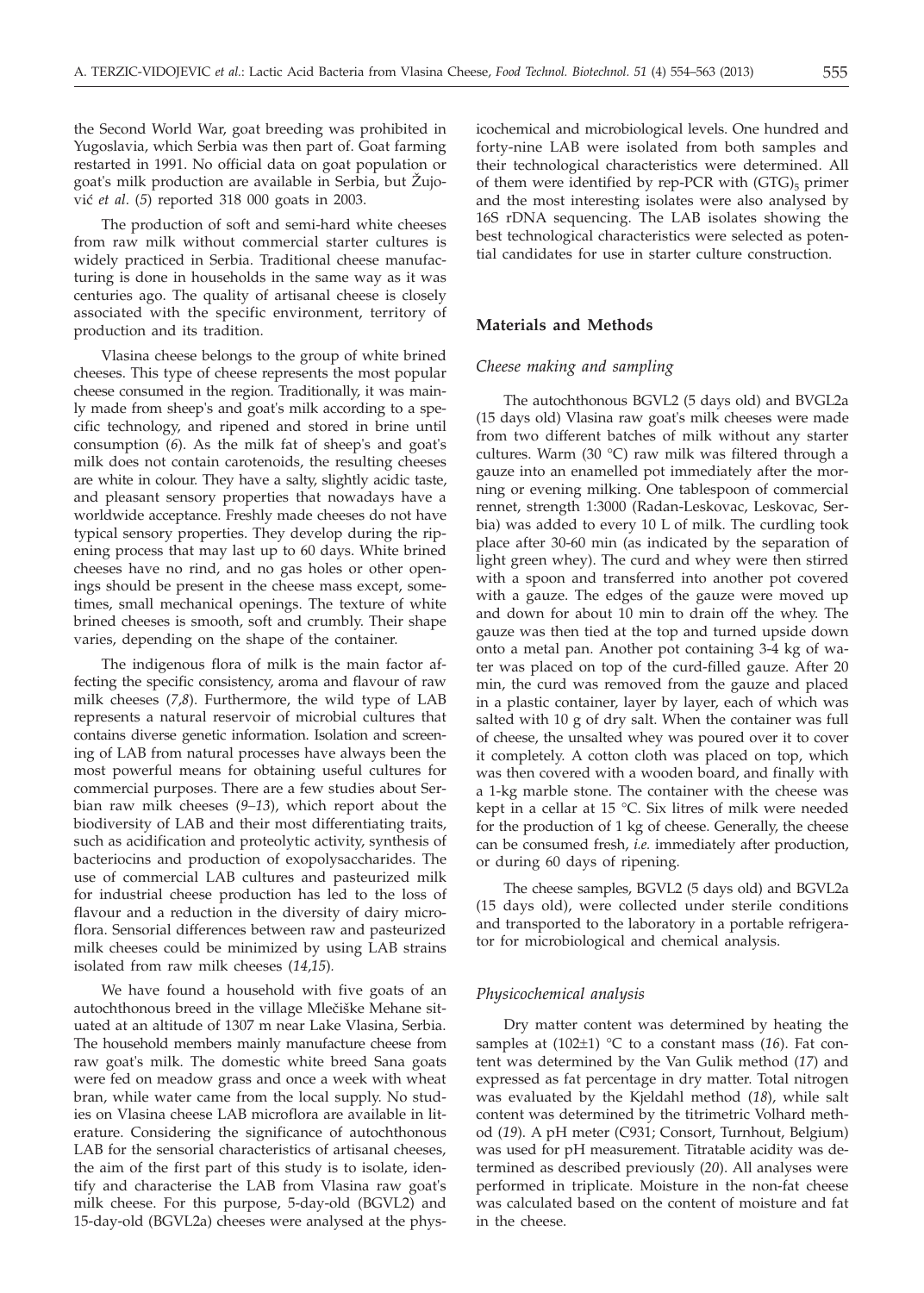the Second World War, goat breeding was prohibited in Yugoslavia, which Serbia was then part of. Goat farming restarted in 1991. No official data on goat population or goat's milk production are available in Serbia, but Žujović *et al.* (*5*) reported 318 000 goats in 2003.

The production of soft and semi-hard white cheeses from raw milk without commercial starter cultures is widely practiced in Serbia. Traditional cheese manufacturing is done in households in the same way as it was centuries ago. The quality of artisanal cheese is closely associated with the specific environment, territory of production and its tradition.

Vlasina cheese belongs to the group of white brined cheeses. This type of cheese represents the most popular cheese consumed in the region. Traditionally, it was mainly made from sheep's and goat's milk according to a specific technology, and ripened and stored in brine until consumption (*6*). As the milk fat of sheep's and goat's milk does not contain carotenoids, the resulting cheeses are white in colour. They have a salty, slightly acidic taste, and pleasant sensory properties that nowadays have a worldwide acceptance. Freshly made cheeses do not have typical sensory properties. They develop during the ripening process that may last up to 60 days. White brined cheeses have no rind, and no gas holes or other openings should be present in the cheese mass except, sometimes, small mechanical openings. The texture of white brined cheeses is smooth, soft and crumbly. Their shape varies, depending on the shape of the container.

The indigenous flora of milk is the main factor affecting the specific consistency, aroma and flavour of raw milk cheeses (*7,8*). Furthermore, the wild type of LAB represents a natural reservoir of microbial cultures that contains diverse genetic information. Isolation and screening of LAB from natural processes have always been the most powerful means for obtaining useful cultures for commercial purposes. There are a few studies about Serbian raw milk cheeses (*9–13*), which report about the biodiversity of LAB and their most differentiating traits, such as acidification and proteolytic activity, synthesis of bacteriocins and production of exopolysaccharides. The use of commercial LAB cultures and pasteurized milk for industrial cheese production has led to the loss of flavour and a reduction in the diversity of dairy microflora. Sensorial differences between raw and pasteurized milk cheeses could be minimized by using LAB strains isolated from raw milk cheeses (*14,15*).

We have found a household with five goats of an autochthonous breed in the village Mlečiške Mehane situated at an altitude of 1307 m near Lake Vlasina, Serbia. The household members mainly manufacture cheese from raw goat's milk. The domestic white breed Sana goats were fed on meadow grass and once a week with wheat bran, while water came from the local supply. No studies on Vlasina cheese LAB microflora are available in literature. Considering the significance of autochthonous LAB for the sensorial characteristics of artisanal cheeses, the aim of the first part of this study is to isolate, identify and characterise the LAB from Vlasina raw goat's milk cheese. For this purpose, 5-day-old (BGVL2) and 15-day-old (BGVL2a) cheeses were analysed at the physicochemical and microbiological levels. One hundred and forty-nine LAB were isolated from both samples and their technological characteristics were determined. All of them were identified by rep-PCR with $(GTG)_5$ primer and the most interesting isolates were also analysed by 16S rDNA sequencing. The LAB isolates showing the best technological characteristics were selected as potential candidates for use in starter culture construction.

## Materials and Methods

### *Cheese making and sampling*

The autochthonous BGVL2 (5 days old) and BVGL2a (15 days old) Vlasina raw goat's milk cheeses were made from two different batches of milk without any starter cultures. Warm (30 °C) raw milk was filtered through a gauze into an enamelled pot immediately after the morning or evening milking. One tablespoon of commercial rennet, strength 1:3000 (Radan-Leskovac, Leskovac, Serbia) was added to every 10 L of milk. The curdling took place after 30-60 min (as indicated by the separation of light green whey). The curd and whey were then stirred with a spoon and transferred into another pot covered with a gauze. The edges of the gauze were moved up and down for about 10 min to drain off the whey. The gauze was then tied at the top and turned upside down onto a metal pan. Another pot containing 3-4 kg of water was placed on top of the curd-filled gauze. After 20 min, the curd was removed from the gauze and placed in a plastic container, layer by layer, each of which was salted with 10 g of dry salt. When the container was full of cheese, the unsalted whey was poured over it to cover it completely. A cotton cloth was placed on top, which was then covered with a wooden board, and finally with a 1-kg marble stone. The container with the cheese was kept in a cellar at 15 °C. Six litres of milk were needed for the production of 1 kg of cheese. Generally, the cheese can be consumed fresh, *i.e.* immediately after production, or during 60 days of ripening.

The cheese samples, BGVL2 (5 days old) and BGVL2a (15 days old), were collected under sterile conditions and transported to the laboratory in a portable refrigerator for microbiological and chemical analysis.

### *Physicochemical analysis*

Dry matter content was determined by heating the samples at (102±1) °C to a constant mass (*16*). Fat content was determined by the Van Gulik method (*17*) and expressed as fat percentage in dry matter. Total nitrogen was evaluated by the Kjeldahl method (*18*), while salt content was determined by the titrimetric Volhard method (*19*). A pH meter (C931; Consort, Turnhout, Belgium) was used for pH measurement. Titratable acidity was determined as described previously (*20*). All analyses were performed in triplicate. Moisture in the non-fat cheese was calculated based on the content of moisture and fat in the cheese.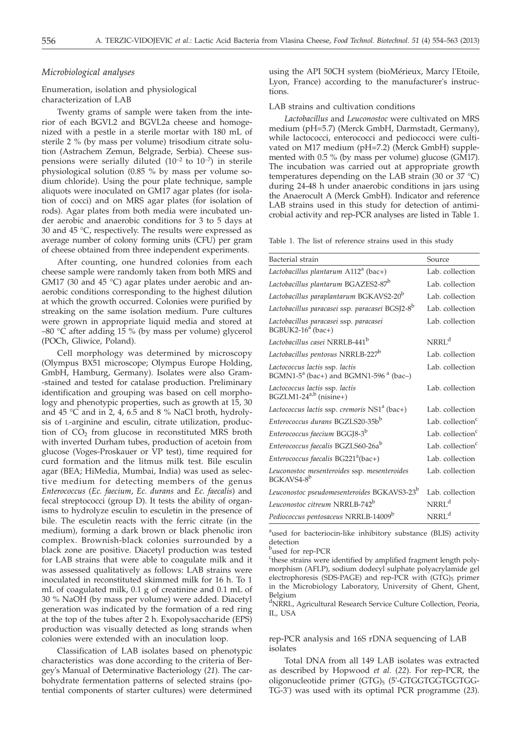### *Microbiological analyses*

#### Enumeration, isolation and physiological characterization of LAB

Twenty grams of sample were taken from the interior of each BGVL2 and BGVL2a cheese and homogenized with a pestle in a sterile mortar with 180 mL of sterile 2 % (by mass per volume) trisodium citrate solution (Astrachem Zemun, Belgrade, Serbia). Cheese suspensions were serially diluted ($10^{-2}$ to $10^{-7}$) in sterile physiological solution (0.85 % by mass per volume sodium chloride). Using the pour plate technique, sample aliquots were inoculated on GM17 agar plates (for isolation of cocci) and on MRS agar plates (for isolation of rods). Agar plates from both media were incubated under aerobic and anaerobic conditions for 3 to 5 days at 30 and 45 °C, respectively. The results were expressed as average number of colony forming units (CFU) per gram of cheese obtained from three independent experiments.

After counting, one hundred colonies from each cheese sample were randomly taken from both MRS and GM17 (30 and 45 °C) agar plates under aerobic and anaerobic conditions corresponding to the highest dilution at which the growth occurred. Colonies were purified by streaking on the same isolation medium. Pure cultures were grown in appropriate liquid media and stored at –80 °C after adding 15 % (by mass per volume) glycerol (POCh, Gliwice, Poland).

Cell morphology was determined by microscopy (Olympus BX51 microscope; Olympus Europe Holding, GmbH, Hamburg, Germany). Isolates were also Gram-stained and tested for catalase production. Preliminary identification and grouping was based on cell morphology and phenotypic properties, such as growth at 15, 30 and 45 °C and in 2, 4, 6.5 and 8 % NaCl broth, hydrolysis of L-arginine and esculin, citrate utilization, production of $CO_2$ from glucose in reconstituted MRS broth with inverted Durham tubes, production of acetoin from glucose (Voges-Proskauer or VP test), time required for curd formation and the litmus milk test. Bile esculin agar (BEA; HiMedia, Mumbai, India) was used as selective medium for detecting members of the genus *Enterococcus* (*Ec. faecium*, *Ec. durans* and *Ec. faecalis*) and fecal streptococci (group D). It tests the ability of organisms to hydrolyze esculin to esculetin in the presence of bile. The esculetin reacts with the ferric citrate (in the medium), forming a dark brown or black phenolic iron complex. Brownish-black colonies surrounded by a black zone are positive. Diacetyl production was tested for LAB strains that were able to coagulate milk and it was assessed qualitatively as follows: LAB strains were inoculated in reconstituted skimmed milk for 16 h. To 1 mL of coagulated milk, 0.1 g of creatinine and 0.1 mL of 30 % NaOH (by mass per volume) were added. Diacetyl generation was indicated by the formation of a red ring at the top of the tubes after 2 h. Exopolysaccharide (EPS) production was visually detected as long strands when colonies were extended with an inoculation loop.

Classification of LAB isolates based on phenotypic characteristics was done according to the criteria of Bergey's Manual of Determinative Bacteriology (*21*). The carbohydrate fermentation patterns of selected strains (potential components of starter cultures) were determined using the API 50CH system (bioMérieux, Marcy l'Etoile, Lyon, France) according to the manufacturer's instructions.

#### LAB strains and cultivation conditions

*Lactobacillus* and *Leuconostoc* were cultivated on MRS medium (pH=5.7) (Merck GmbH, Darmstadt, Germany), while lactococci, enterococci and pediococci were cultivated on M17 medium (pH=7.2) (Merck GmbH) supplemented with 0.5 % (by mass per volume) glucose (GM17). The incubation was carried out at appropriate growth temperatures depending on the LAB strain (30 or 37 °C) during 24-48 h under anaerobic conditions in jars using the Anaerocult A (Merck GmbH). Indicator and reference LAB strains used in this study for detection of antimicrobial activity and rep-PCR analyses are listed in Table 1.

Table 1. The list of reference strains used in this study

| Bacterial strain | Source |
|---|---|
| *Lactobacillus plantarum* A112[a] (bac+) | Lab. collection |
| *Lactobacillus plantarum* BGAZES2-87[b] | Lab. collection |
| *Lactobacillus paraplantarum* BGKAVS2-20[b] | Lab. collection |
| *Lactobacillus paracasei* ssp. *paracasei* BGSJ2-8[b] | Lab. collection |
| *Lactobacillus paracasei* ssp. *paracasei* BGBUK2-16[a] (bac+) | Lab. collection |
| *Lactobacillus casei* NRRLB-441[b] | NRRL[d] |
| *Lactobacillus pentosus* NRRLB-227[b] | Lab. collection |
| *Lactococcus lactis* ssp. *lactis* BGMN1-5[a] (bac+) and BGMN1-596 [a] (bac–) | Lab. collection |
| *Lactococcus lactis* ssp. *lactis* BGZLM1-24[a,b] (nisine+) | Lab. collection |
| *Lactococcus lactis* ssp. *cremoris* NS1[a] (bac+) | Lab. collection |
| *Enterococcus durans* BGZLS20-35b[b] | Lab. collection[c] |
| *Enterococcus faecium* BGGJ8-3[b] | Lab. collection[c] |
| *Enterococcus faecalis* BGZLS60-26a[b] | Lab. collection[c] |
| *Enterococcus faecalis* BG221[a](bac+) | Lab. collection |
| *Leuconostoc mesenteroides* ssp. *mesenteroides* BGKAVS4-8[b] | Lab. collection |
| *Leuconostoc pseudomesenteroides* BGKAVS3-23[b] | Lab. collection |
| *Leuconostoc citreum* NRRLB-742[b] | NRRL[d] |
| *Pediococcus pentosaceus* NRRLB-14009[b] | NRRL[d] |

[a]used for bacteriocin-like inhibitory substance (BLIS) activity detection

[b]used for rep-PCR

[c]these strains were identified by amplified fragment length polymorphism (AFLP), sodium dodecyl sulphate polyacrylamide gel electrophoresis (SDS-PAGE) and rep-PCR with $(GTG)_5$ primer in the Microbiology Laboratory, University of Ghent, Ghent, Belgium

[d]NRRL, Agricultural Research Service Culture Collection, Peoria, IL, USA

#### rep-PCR analysis and 16S rDNA sequencing of LAB isolates

Total DNA from all 149 LAB isolates was extracted as described by Hopwood *et al.* (*22*). For rep-PCR, the oligonucleotide primer $(GTG)_5$ (5'-GTGGTGGTGGTGGTG-3') was used with its optimal PCR programme (*23*).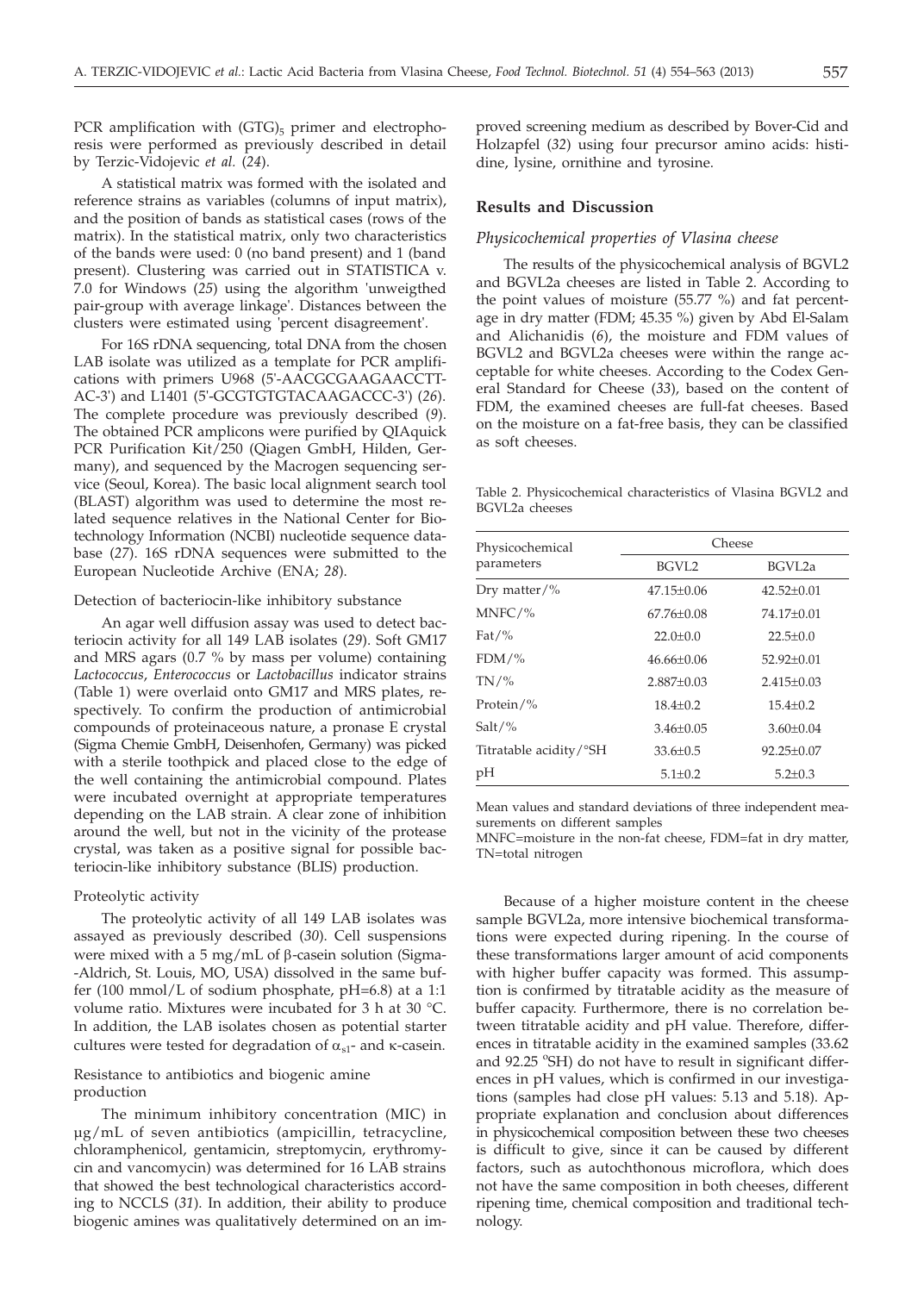PCR amplification with $(GTG)_5$ primer and electrophoresis were performed as previously described in detail by Terzic-Vidojevic *et al.* (*24*).

A statistical matrix was formed with the isolated and reference strains as variables (columns of input matrix), and the position of bands as statistical cases (rows of the matrix). In the statistical matrix, only two characteristics of the bands were used: 0 (no band present) and 1 (band present). Clustering was carried out in STATISTICA v. 7.0 for Windows (*25*) using the algorithm 'unweigthed pair-group with average linkage'. Distances between the clusters were estimated using 'percent disagreement'.

For 16S rDNA sequencing, total DNA from the chosen LAB isolate was utilized as a template for PCR amplifications with primers U968 (5'-AACGCGAAGAACCTTAC-3') and L1401 (5'-GCGTGTGTACAAGACCC-3') (*26*). The complete procedure was previously described (*9*). The obtained PCR amplicons were purified by QIAquick PCR Purification Kit/250 (Qiagen GmbH, Hilden, Germany), and sequenced by the Macrogen sequencing service (Seoul, Korea). The basic local alignment search tool (BLAST) algorithm was used to determine the most related sequence relatives in the National Center for Biotechnology Information (NCBI) nucleotide sequence database (*27*). 16S rDNA sequences were submitted to the European Nucleotide Archive (ENA; *28*).

### Detection of bacteriocin-like inhibitory substance

An agar well diffusion assay was used to detect bacteriocin activity for all 149 LAB isolates (*29*). Soft GM17 and MRS agars (0.7 % by mass per volume) containing *Lactococcus*, *Enterococcus* or *Lactobacillus* indicator strains (Table 1) were overlaid onto GM17 and MRS plates, respectively. To confirm the production of antimicrobial compounds of proteinaceous nature, a pronase E crystal (Sigma Chemie GmbH, Deisenhofen, Germany) was picked with a sterile toothpick and placed close to the edge of the well containing the antimicrobial compound. Plates were incubated overnight at appropriate temperatures depending on the LAB strain. A clear zone of inhibition around the well, but not in the vicinity of the protease crystal, was taken as a positive signal for possible bacteriocin-like inhibitory substance (BLIS) production.

### Proteolytic activity

The proteolytic activity of all 149 LAB isolates was assayed as previously described (*30*). Cell suspensions were mixed with a 5 mg/mL of β-casein solution (Sigma-Aldrich, St. Louis, MO, USA) dissolved in the same buffer (100 mmol/L of sodium phosphate, pH=6.8) at a 1:1 volume ratio. Mixtures were incubated for 3 h at 30 °C. In addition, the LAB isolates chosen as potential starter cultures were tested for degradation of $\alpha_{s1}$- and κ-casein.

### Resistance to antibiotics and biogenic amine production

The minimum inhibitory concentration (MIC) in μg/mL of seven antibiotics (ampicillin, tetracycline, chloramphenicol, gentamicin, streptomycin, erythromycin and vancomycin) was determined for 16 LAB strains that showed the best technological characteristics according to NCCLS (*31*). In addition, their ability to produce biogenic amines was qualitatively determined on an improved screening medium as described by Bover-Cid and Holzapfel (*32*) using four precursor amino acids: histidine, lysine, ornithine and tyrosine.

## Results and Discussion

### *Physicochemical properties of Vlasina cheese*

The results of the physicochemical analysis of BGVL2 and BGVL2a cheeses are listed in Table 2. According to the point values of moisture (55.77 %) and fat percentage in dry matter (FDM; 45.35 %) given by Abd El-Salam and Alichanidis (*6*), the moisture and FDM values of BGVL2 and BGVL2a cheeses were within the range acceptable for white cheeses. According to the Codex General Standard for Cheese (*33*), based on the content of FDM, the examined cheeses are full-fat cheeses. Based on the moisture on a fat-free basis, they can be classified as soft cheeses.

Table 2. Physicochemical characteristics of Vlasina BGVL2 and BGVL2a cheeses

| Physicochemical parameters | Cheese | |
|---|---|---|
| | BGVL2 | BGVL2a |
| Dry matter/% | 47.15±0.06 | 42.52±0.01 |
| MNFC/% | 67.76±0.08 | 74.17±0.01 |
| Fat/% | 22.0±0.0 | 22.5±0.0 |
| FDM/% | 46.66±0.06 | 52.92±0.01 |
| TN/% | 2.887±0.03 | 2.415±0.03 |
| Protein/% | 18.4±0.2 | 15.4±0.2 |
| Salt/% | 3.46±0.05 | 3.60±0.04 |
| Titratable acidity/°SH | 33.6±0.5 | 92.25±0.07 |
| pH | 5.1±0.2 | 5.2±0.3 |

Mean values and standard deviations of three independent measurements on different samples

MNFC=moisture in the non-fat cheese, FDM=fat in dry matter, TN=total nitrogen

Because of a higher moisture content in the cheese sample BGVL2a, more intensive biochemical transformations were expected during ripening. In the course of these transformations larger amount of acid components with higher buffer capacity was formed. This assumption is confirmed by titratable acidity as the measure of buffer capacity. Furthermore, there is no correlation between titratable acidity and pH value. Therefore, differences in titratable acidity in the examined samples (33.62 and 92.25 °SH) do not have to result in significant differences in pH values, which is confirmed in our investigations (samples had close pH values: 5.13 and 5.18). Appropriate explanation and conclusion about differences in physicochemical composition between these two cheeses is difficult to give, since it can be caused by different factors, such as autochthonous microflora, which does not have the same composition in both cheeses, different ripening time, chemical composition and traditional technology.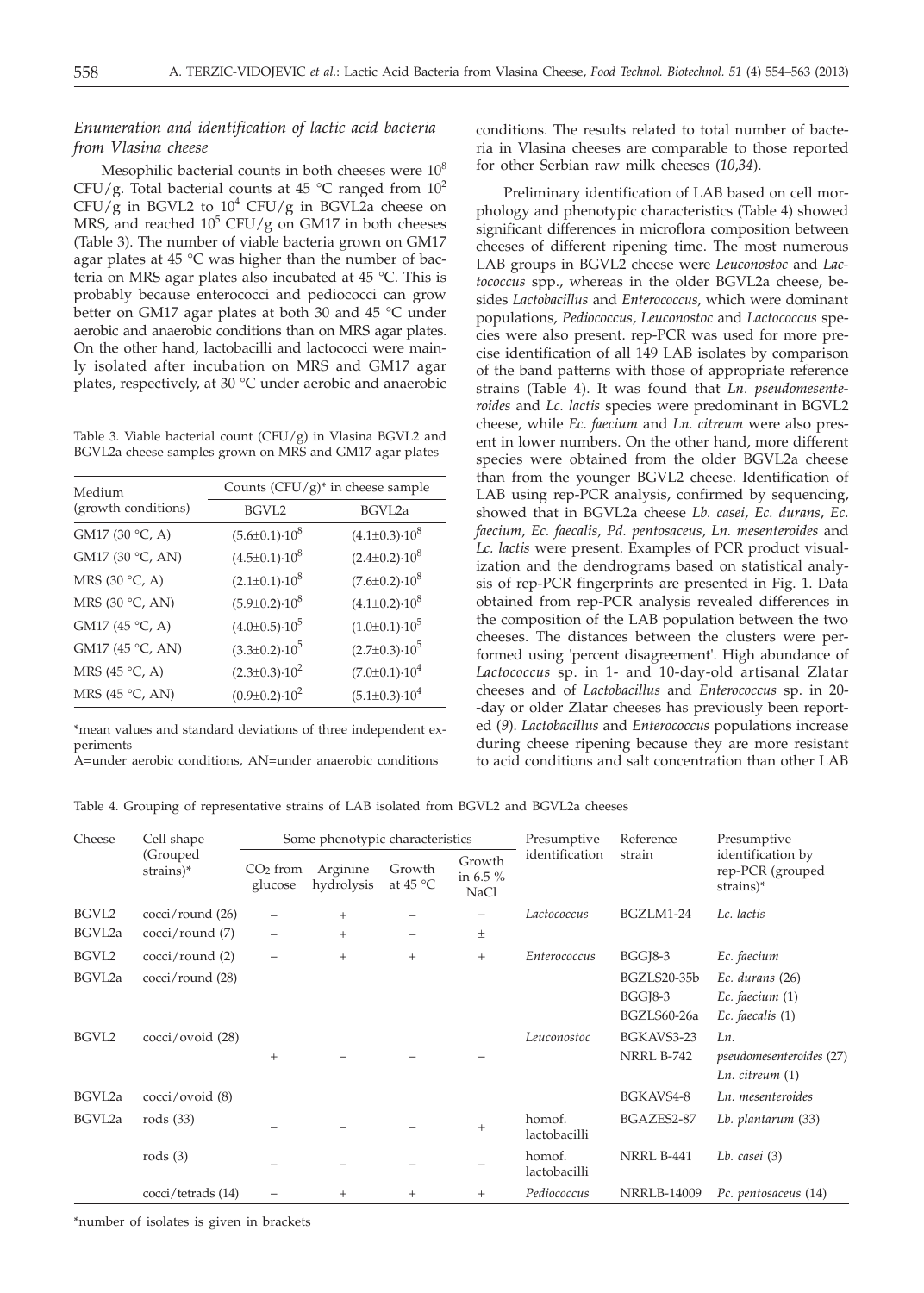### *Enumeration and identification of lactic acid bacteria from Vlasina cheese*

Mesophilic bacterial counts in both cheeses were $10^8$ CFU/g. Total bacterial counts at 45 °C ranged from $10^2$ CFU/g in BGVL2 to $10^4$ CFU/g in BGVL2a cheese on MRS, and reached $10^5$ CFU/g on GM17 in both cheeses (Table 3). The number of viable bacteria grown on GM17 agar plates at 45 °C was higher than the number of bacteria on MRS agar plates also incubated at 45 °C. This is probably because enterococci and pediococci can grow better on GM17 agar plates at both 30 and 45 °C under aerobic and anaerobic conditions than on MRS agar plates. On the other hand, lactobacilli and lactococci were mainly isolated after incubation on MRS and GM17 agar plates, respectively, at 30 °C under aerobic and anaerobic conditions. The results related to total number of bacteria in Vlasina cheeses are comparable to those reported for other Serbian raw milk cheeses (*10,34*).

Table 3. Viable bacterial count (CFU/g) in Vlasina BGVL2 and BGVL2a cheese samples grown on MRS and GM17 agar plates

| Medium (growth conditions) | Counts (CFU/g)* in cheese sample | |
|---|---|---|
| | BGVL2 | BGVL2a |
| GM17 (30 °C, A) | $(5.6\pm0.1)\cdot10^8$ | $(4.1\pm0.3)\cdot10^8$ |
| GM17 (30 °C, AN) | $(4.5\pm0.1)\cdot10^8$ | $(2.4\pm0.2)\cdot10^8$ |
| MRS (30 °C, A) | $(2.1\pm0.1)\cdot10^8$ | $(7.6\pm0.2)\cdot10^8$ |
| MRS (30 °C, AN) | $(5.9\pm0.2)\cdot10^8$ | $(4.1\pm0.2)\cdot10^8$ |
| GM17 (45 °C, A) | $(4.0\pm0.5)\cdot10^5$ | $(1.0\pm0.1)\cdot10^5$ |
| GM17 (45 °C, AN) | $(3.3\pm0.2)\cdot10^5$ | $(2.7\pm0.3)\cdot10^5$ |
| MRS (45 °C, A) | $(2.3\pm0.3)\cdot10^2$ | $(7.0\pm0.1)\cdot10^4$ |
| MRS (45 °C, AN) | $(0.9\pm0.2)\cdot10^2$ | $(5.1\pm0.3)\cdot10^4$ |

*mean values and standard deviations of three independent experiments
A=under aerobic conditions, AN=under anaerobic conditions

Preliminary identification of LAB based on cell morphology and phenotypic characteristics (Table 4) showed significant differences in microflora composition between cheeses of different ripening time. The most numerous LAB groups in BGVL2 cheese were *Leuconostoc* and *Lactococcus* spp., whereas in the older BGVL2a cheese, besides *Lactobacillus* and *Enterococcus*, which were dominant populations, *Pediococcus*, *Leuconostoc* and *Lactococcus* species were also present. rep-PCR was used for more precise identification of all 149 LAB isolates by comparison of the band patterns with those of appropriate reference strains (Table 4). It was found that *Ln. pseudomesenteroides* and *Lc. lactis* species were predominant in BGVL2 cheese, while *Ec. faecium* and *Ln. citreum* were also present in lower numbers. On the other hand, more different species were obtained from the older BGVL2a cheese than from the younger BGVL2 cheese. Identification of LAB using rep-PCR analysis, confirmed by sequencing, showed that in BGVL2a cheese *Lb. casei*, *Ec. durans*, *Ec. faecium*, *Ec. faecalis*, *Pd. pentosaceus*, *Ln. mesenteroides* and *Lc. lactis* were present. Examples of PCR product visualization and the dendrograms based on statistical analysis of rep-PCR fingerprints are presented in Fig. 1. Data obtained from rep-PCR analysis revealed differences in the composition of the LAB population between the two cheeses. The distances between the clusters were performed using 'percent disagreement'. High abundance of *Lactococcus* sp. in 1- and 10-day-old artisanal Zlatar cheeses and of *Lactobacillus* and *Enterococcus* sp. in 20-day or older Zlatar cheeses has previously been reported (*9*). *Lactobacillus* and *Enterococcus* populations increase during cheese ripening because they are more resistant to acid conditions and salt concentration than other LAB

Table 4. Grouping of representative strains of LAB isolated from BGVL2 and BGVL2a cheeses

| Cheese | Cell shape (Grouped strains)* | Some phenotypic characteristics | | | | Presumptive identification | Reference strain | Presumptive identification by rep-PCR (grouped strains)* |
|---|---|---|---|---|---|---|---|---|
| | | $CO_2$ from glucose | Arginine hydrolysis | Growth at 45 °C | Growth in 6.5 % NaCl | | | |
| BGVL2 | cocci/round (26) | – | + | – | – | *Lactococcus* | BGZLM1-24 | *Lc. lactis* |
| BGVL2a | cocci/round (7) | – | + | – | ± | | | |
| BGVL2 | cocci/round (2) | – | + | + | + | *Enterococcus* | BGGJ8-3 | *Ec. faecium* |
| BGVL2a | cocci/round (28) | | | | | | BGZLS20-35b | *Ec. durans* (26) |
| | | | | | | | BGGJ8-3 | *Ec. faecium* (1) |
| | | | | | | | BGZLS60-26a | *Ec. faecalis* (1) |
| BGVL2 | cocci/ovoid (28) | + | – | – | – | *Leuconostoc* | BGKAVS3-23 | *Ln. pseudomesenteroides* (27) |
| | | | | | | | NRRL B-742 | *Ln. citreum* (1) |
| BGVL2a | cocci/ovoid (8) | | | | | | BGKAVS4-8 | *Ln. mesenteroides* |
| BGVL2a | rods (33) | – | – | – | + | homof. lactobacilli | BGAZES2-87 | *Lb. plantarum* (33) |
| | rods (3) | – | – | – | – | homof. lactobacilli | NRRL B-441 | *Lb. casei* (3) |
| | cocci/tetrads (14) | – | + | + | + | *Pediococcus* | NRRLB-14009 | *Pc. pentosaceus* (14) |

*number of isolates is given in brackets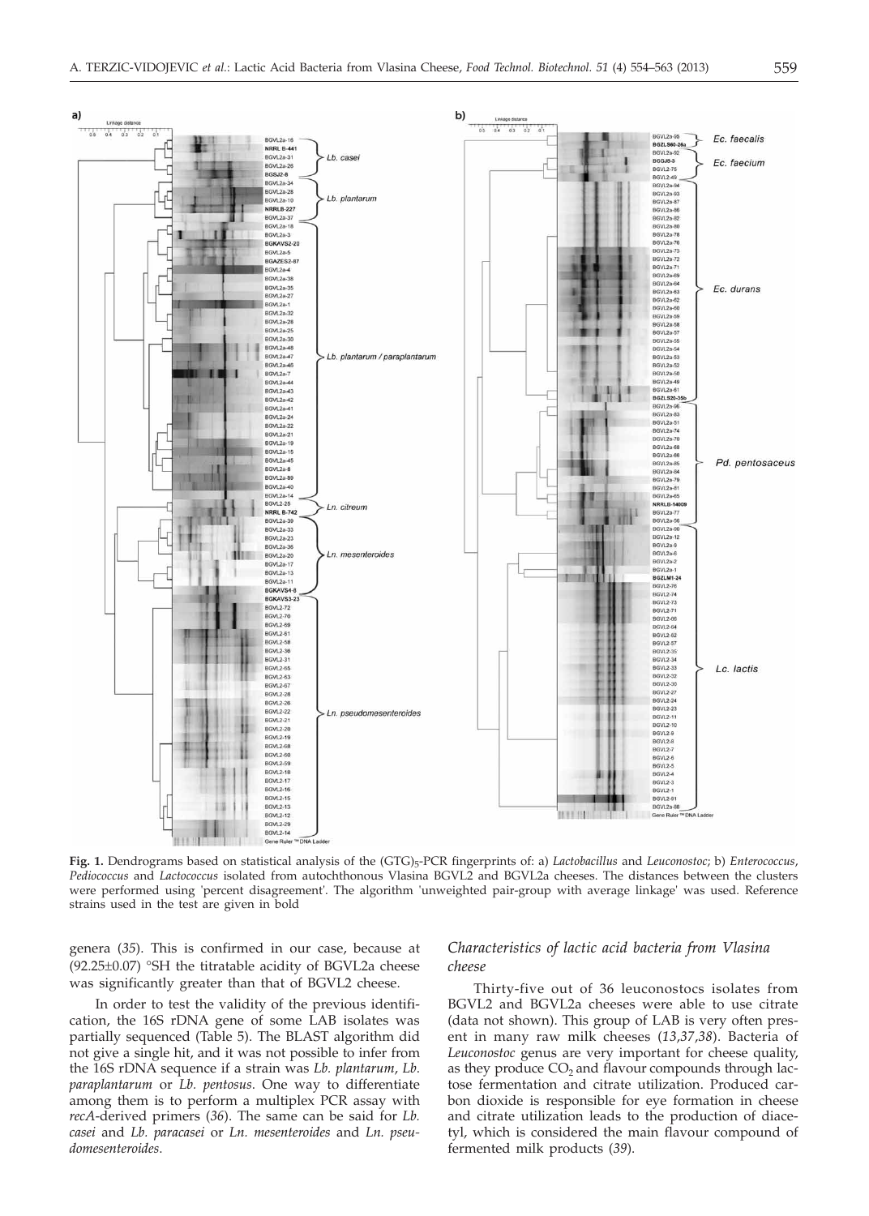**Fig. 1.** Dendrograms based on statistical analysis of the $(GTG)_5$-PCR fingerprints of: a) *Lactobacillus* and *Leuconostoc*; b) *Enterococcus*, *Pediococcus* and *Lactococcus* isolated from autochthonous Vlasina BGVL2 and BGVL2a cheeses. The distances between the clusters were performed using 'percent disagreement'. The algorithm 'unweighted pair-group with average linkage' was used. Reference strains used in the test are given in bold

genera (*35*). This is confirmed in our case, because at (92.25±0.07) °SH the titratable acidity of BGVL2a cheese was significantly greater than that of BGVL2 cheese.

In order to test the validity of the previous identification, the 16S rDNA gene of some LAB isolates was partially sequenced (Table 5). The BLAST algorithm did not give a single hit, and it was not possible to infer from the 16S rDNA sequence if a strain was *Lb. plantarum*, *Lb. paraplantarum* or *Lb. pentosus*. One way to differentiate among them is to perform a multiplex PCR assay with *recA*-derived primers (*36*). The same can be said for *Lb. casei* and *Lb. paracasei* or *Ln. mesenteroides* and *Ln. pseudomesenteroides*.

### *Characteristics of lactic acid bacteria from Vlasina cheese*

Thirty-five out of 36 leuconostocs isolates from BGVL2 and BGVL2a cheeses were able to use citrate (data not shown). This group of LAB is very often present in many raw milk cheeses (*13,37,38*). Bacteria of *Leuconostoc* genus are very important for cheese quality, as they produce $CO_2$ and flavour compounds through lactose fermentation and citrate utilization. Produced carbon dioxide is responsible for eye formation in cheese and citrate utilization leads to the production of diacetyl, which is considered the main flavour compound of fermented milk products (*39*).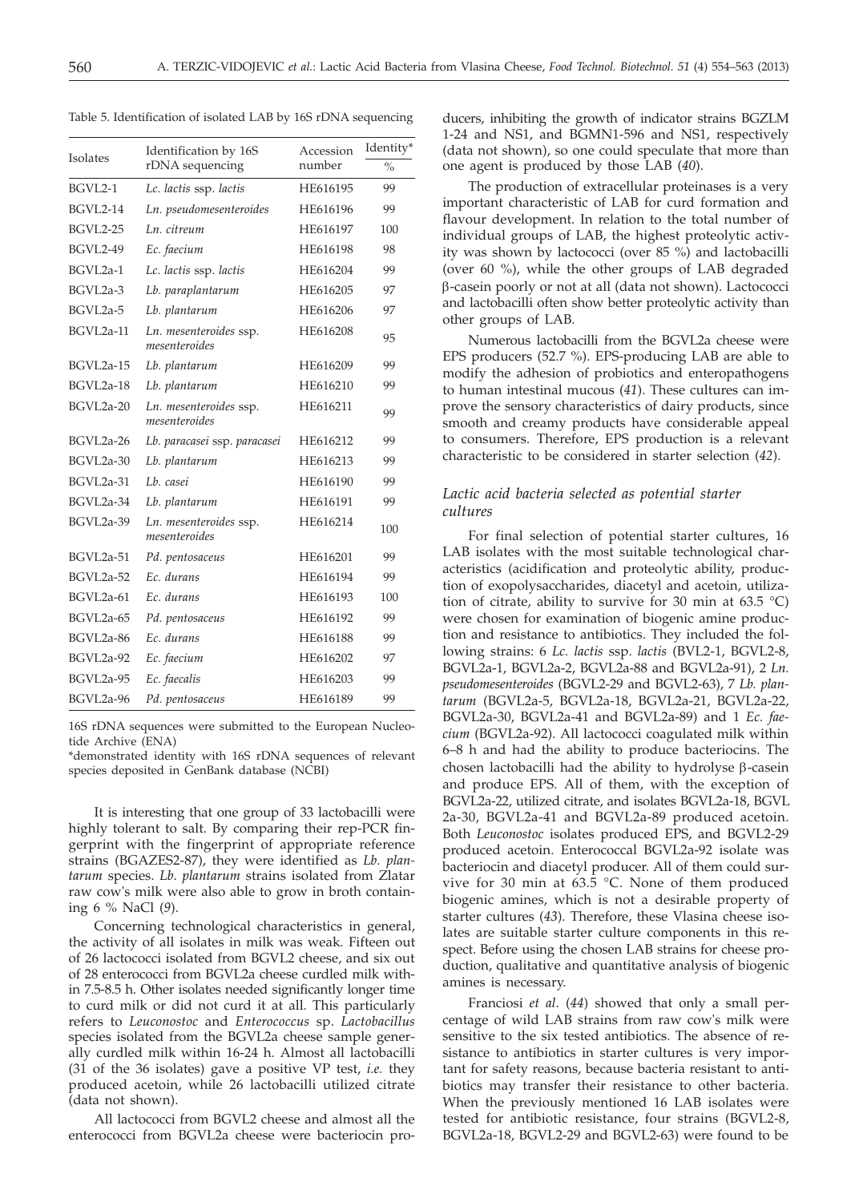Table 5. Identification of isolated LAB by 16S rDNA sequencing

| Isolates | Identification by 16S rDNA sequencing | Accession number | Identity* |
|---|---|---|---|
| | | | % |
| BGVL2-1 | *Lc. lactis* ssp. *lactis* | HE616195 | 99 |
| BGVL2-14 | *Ln. pseudomesenteroides* | HE616196 | 99 |
| BGVL2-25 | *Ln. citreum* | HE616197 | 100 |
| BGVL2-49 | *Ec. faecium* | HE616198 | 98 |
| BGVL2a-1 | *Lc. lactis* ssp. *lactis* | HE616204 | 99 |
| BGVL2a-3 | *Lb. paraplantarum* | HE616205 | 97 |
| BGVL2a-5 | *Lb. plantarum* | HE616206 | 97 |
| BGVL2a-11 | *Ln. mesenteroides* ssp. *mesenteroides* | HE616208 | 95 |
| BGVL2a-15 | *Lb. plantarum* | HE616209 | 99 |
| BGVL2a-18 | *Lb. plantarum* | HE616210 | 99 |
| BGVL2a-20 | *Ln. mesenteroides* ssp. *mesenteroides* | HE616211 | 99 |
| BGVL2a-26 | *Lb. paracasei* ssp. *paracasei* | HE616212 | 99 |
| BGVL2a-30 | *Lb. plantarum* | HE616213 | 99 |
| BGVL2a-31 | *Lb. casei* | HE616190 | 99 |
| BGVL2a-34 | *Lb. plantarum* | HE616191 | 99 |
| BGVL2a-39 | *Ln. mesenteroides* ssp. *mesenteroides* | HE616214 | 100 |
| BGVL2a-51 | *Pd. pentosaceus* | HE616201 | 99 |
| BGVL2a-52 | *Ec. durans* | HE616194 | 99 |
| BGVL2a-61 | *Ec. durans* | HE616193 | 100 |
| BGVL2a-65 | *Pd. pentosaceus* | HE616192 | 99 |
| BGVL2a-86 | *Ec. durans* | HE616188 | 99 |
| BGVL2a-92 | *Ec. faecium* | HE616202 | 97 |
| BGVL2a-95 | *Ec. faecalis* | HE616203 | 99 |
| BGVL2a-96 | *Pd. pentosaceus* | HE616189 | 99 |

16S rDNA sequences were submitted to the European Nucleotide Archive (ENA)

*demonstrated identity with 16S rDNA sequences of relevant species deposited in GenBank database (NCBI)

It is interesting that one group of 33 lactobacilli were highly tolerant to salt. By comparing their rep-PCR fingerprint with the fingerprint of appropriate reference strains (BGAZES2-87), they were identified as *Lb. plantarum* species. *Lb. plantarum* strains isolated from Zlatar raw cow's milk were also able to grow in broth containing 6 % NaCl (*9*).

Concerning technological characteristics in general, the activity of all isolates in milk was weak. Fifteen out of 26 lactococci isolated from BGVL2 cheese, and six out of 28 enterococci from BGVL2a cheese curdled milk within 7.5-8.5 h. Other isolates needed significantly longer time to curd milk or did not curd it at all. This particularly refers to *Leuconostoc* and *Enterococcus* sp. *Lactobacillus* species isolated from the BGVL2a cheese sample generally curdled milk within 16-24 h. Almost all lactobacilli (31 of the 36 isolates) gave a positive VP test, *i.e.* they produced acetoin, while 26 lactobacilli utilized citrate (data not shown).

All lactococci from BGVL2 cheese and almost all the enterococci from BGVL2a cheese were bacteriocin producers, inhibiting the growth of indicator strains BGZLM 1-24 and NS1, and BGMN1-596 and NS1, respectively (data not shown), so one could speculate that more than one agent is produced by those LAB (*40*).

The production of extracellular proteinases is a very important characteristic of LAB for curd formation and flavour development. In relation to the total number of individual groups of LAB, the highest proteolytic activity was shown by lactococci (over 85 %) and lactobacilli (over 60 %), while the other groups of LAB degraded β-casein poorly or not at all (data not shown). Lactococci and lactobacilli often show better proteolytic activity than other groups of LAB.

Numerous lactobacilli from the BGVL2a cheese were EPS producers (52.7 %). EPS-producing LAB are able to modify the adhesion of probiotics and enteropathogens to human intestinal mucous (*41*). These cultures can improve the sensory characteristics of dairy products, since smooth and creamy products have considerable appeal to consumers. Therefore, EPS production is a relevant characteristic to be considered in starter selection (*42*).

### *Lactic acid bacteria selected as potential starter cultures*

For final selection of potential starter cultures, 16 LAB isolates with the most suitable technological characteristics (acidification and proteolytic ability, production of exopolysaccharides, diacetyl and acetoin, utilization of citrate, ability to survive for 30 min at 63.5 °C) were chosen for examination of biogenic amine production and resistance to antibiotics. They included the following strains: 6 *Lc. lactis* ssp. *lactis* (BVL2-1, BGVL2-8, BGVL2a-1, BGVL2a-2, BGVL2a-88 and BGVL2a-91), 2 *Ln. pseudomesenteroides* (BGVL2-29 and BGVL2-63), 7 *Lb. plantarum* (BGVL2a-5, BGVL2a-18, BGVL2a-21, BGVL2a-22, BGVL2a-30, BGVL2a-41 and BGVL2a-89) and 1 *Ec. faecium* (BGVL2a-92). All lactococci coagulated milk within 6–8 h and had the ability to produce bacteriocins. The chosen lactobacilli had the ability to hydrolyse β-casein and produce EPS. All of them, with the exception of BGVL2a-22, utilized citrate, and isolates BGVL2a-18, BGVL 2a-30, BGVL2a-41 and BGVL2a-89 produced acetoin. Both *Leuconostoc* isolates produced EPS, and BGVL2-29 produced acetoin. Enterococcal BGVL2a-92 isolate was bacteriocin and diacetyl producer. All of them could survive for 30 min at 63.5 °C. None of them produced biogenic amines, which is not a desirable property of starter cultures (*43*). Therefore, these Vlasina cheese isolates are suitable starter culture components in this respect. Before using the chosen LAB strains for cheese production, qualitative and quantitative analysis of biogenic amines is necessary.

Franciosi *et al.* (*44*) showed that only a small percentage of wild LAB strains from raw cow's milk were sensitive to the six tested antibiotics. The absence of resistance to antibiotics in starter cultures is very important for safety reasons, because bacteria resistant to antibiotics may transfer their resistance to other bacteria. When the previously mentioned 16 LAB isolates were tested for antibiotic resistance, four strains (BGVL2-8, BGVL2a-18, BGVL2-29 and BGVL2-63) were found to be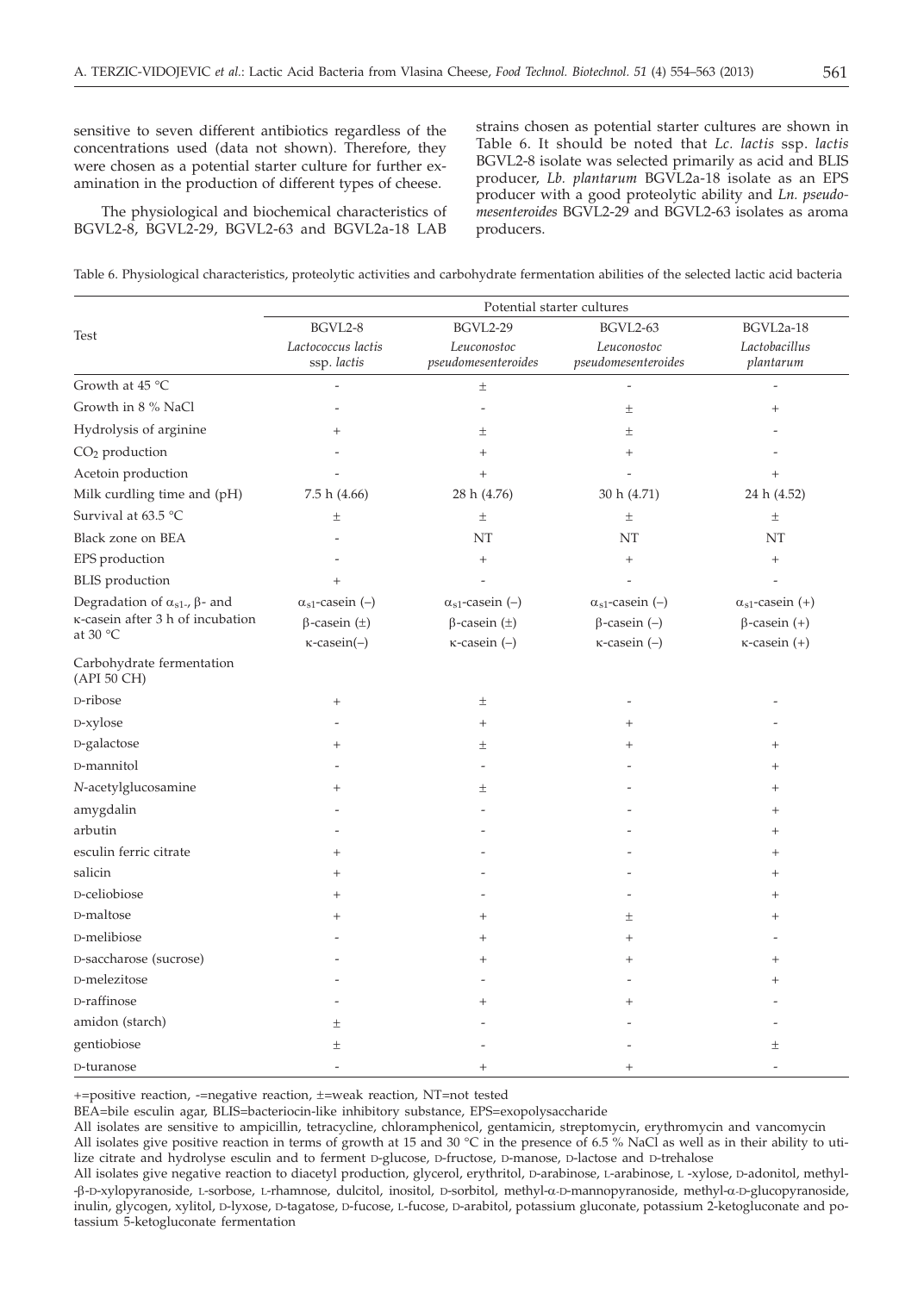sensitive to seven different antibiotics regardless of the concentrations used (data not shown). Therefore, they were chosen as a potential starter culture for further examination in the production of different types of cheese.

The physiological and biochemical characteristics of BGVL2-8, BGVL2-29, BGVL2-63 and BGVL2a-18 LAB strains chosen as potential starter cultures are shown in Table 6. It should be noted that *Lc. lactis* ssp. *lactis* BGVL2-8 isolate was selected primarily as acid and BLIS producer, *Lb. plantarum* BGVL2a-18 isolate as an EPS producer with a good proteolytic ability and *Ln. pseudomesenteroides* BGVL2-29 and BGVL2-63 isolates as aroma producers.

Table 6. Physiological characteristics, proteolytic activities and carbohydrate fermentation abilities of the selected lactic acid bacteria

| Test | Potential starter cultures | | | |
|---|---|---|---|---|
| | BGVL2-8 *Lactococcus lactis* ssp. *lactis* | BGVL2-29 *Leuconostoc pseudomesenteroides* | BGVL2-63 *Leuconostoc pseudomesenteroides* | BGVL2a-18 *Lactobacillus plantarum* |
| Growth at 45 °C | - | ± | - | - |
| Growth in 8 % NaCl | - | - | ± | + |
| Hydrolysis of arginine | + | ± | ± | - |
| $CO_2$ production | - | + | + | - |
| Acetoin production | - | + | - | + |
| Milk curdling time and (pH) | 7.5 h (4.66) | 28 h (4.76) | 30 h (4.71) | 24 h (4.52) |
| Survival at 63.5 °C | ± | ± | ± | ± |
| Black zone on BEA | - | NT | NT | NT |
| EPS production | - | + | + | + |
| BLIS production | + | - | - | - |
| Degradation of $\alpha_{s1}$-, β- and κ-casein after 3 h of incubation at 30 °C | $\alpha_{s1}$-casein (–) β-casein (±) κ-casein(–) | $\alpha_{s1}$-casein (–) β-casein (±) κ-casein (–) | $\alpha_{s1}$-casein (–) β-casein (–) κ-casein (–) | $\alpha_{s1}$-casein (+) β-casein (+) κ-casein (+) |
| Carbohydrate fermentation (API 50 CH) | | | | |
| D-ribose | + | ± | - | - |
| D-xylose | - | + | + | - |
| D-galactose | + | ± | + | + |
| D-mannitol | - | - | - | + |
| *N*-acetylglucosamine | + | ± | - | + |
| amygdalin | - | - | - | + |
| arbutin | - | - | - | + |
| esculin ferric citrate | + | - | - | + |
| salicin | + | - | - | + |
| D-celiobiose | + | - | - | + |
| D-maltose | + | + | ± | + |
| D-melibiose | - | + | + | - |
| D-saccharose (sucrose) | - | + | + | + |
| D-melezitose | - | - | - | + |
| D-raffinose | - | + | + | - |
| amidon (starch) | ± | - | - | - |
| gentiobiose | ± | - | - | ± |
| D-turanose | - | + | + | - |

+=positive reaction, -=negative reaction, ±=weak reaction, NT=not tested

BEA=bile esculin agar, BLIS=bacteriocin-like inhibitory substance, EPS=exopolysaccharide

All isolates are sensitive to ampicillin, tetracycline, chloramphenicol, gentamicin, streptomycin, erythromycin and vancomycin

All isolates give positive reaction in terms of growth at 15 and 30 °C in the presence of 6.5 % NaCl as well as in their ability to utilize citrate and hydrolyse esculin and to ferment D-glucose, D-fructose, D-manose, D-lactose and D-trehalose

All isolates give negative reaction to diacetyl production, glycerol, erythritol, D-arabinose, L-arabinose, L -xylose, D-adonitol, methyl-β-D-xylopyranoside, L-sorbose, L-rhamnose, dulcitol, inositol, D-sorbitol, methyl-α-D-mannopyranoside, methyl-α-D-glucopyranoside, inulin, glycogen, xylitol, D-lyxose, D-tagatose, D-fucose, L-fucose, D-arabitol, potassium gluconate, potassium 2-ketogluconate and potassium 5-ketogluconate fermentation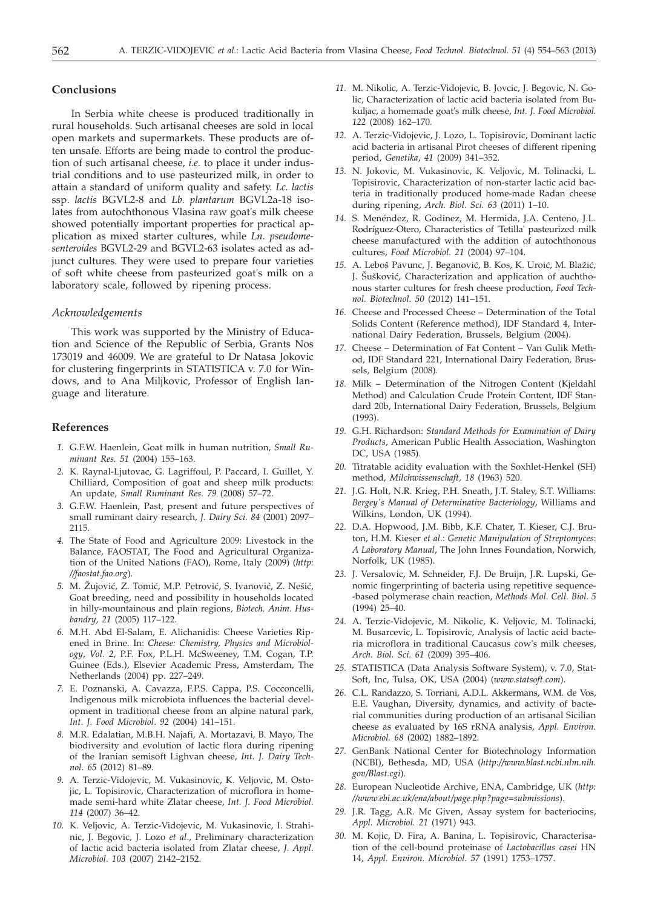## Conclusions

In Serbia white cheese is produced traditionally in rural households. Such artisanal cheeses are sold in local open markets and supermarkets. These products are often unsafe. Efforts are being made to control the production of such artisanal cheese, *i.e.* to place it under industrial conditions and to use pasteurized milk, in order to attain a standard of uniform quality and safety. *Lc. lactis* ssp. *lactis* BGVL2-8 and *Lb. plantarum* BGVL2a-18 isolates from autochthonous Vlasina raw goat's milk cheese showed potentially important properties for practical application as mixed starter cultures, while *Ln. pseudomesenteroides* BGVL2-29 and BGVL2-63 isolates acted as adjunct cultures. They were used to prepare four varieties of soft white cheese from pasteurized goat's milk on a laboratory scale, followed by ripening process.

### *Acknowledgements*

This work was supported by the Ministry of Education and Science of the Republic of Serbia, Grants Nos 173019 and 46009. We are grateful to Dr Natasa Jokovic for clustering fingerprints in STATISTICA v. 7.0 for Windows, and to Ana Miljkovic, Professor of English language and literature.

## References

1. G.F.W. Haenlein, Goat milk in human nutrition, *Small Ruminant Res. 51* (2004) 155–163.
2. K. Raynal-Ljutovac, G. Lagriffoul, P. Paccard, I. Guillet, Y. Chilliard, Composition of goat and sheep milk products: An update, *Small Ruminant Res. 79* (2008) 57–72.
3. G.F.W. Haenlein, Past, present and future perspectives of small ruminant dairy research, *J. Dairy Sci. 84* (2001) 2097–2115.
4. The State of Food and Agriculture 2009: Livestock in the Balance, FAOSTAT, The Food and Agricultural Organization of the United Nations (FAO), Rome, Italy (2009) (*http://faostat.fao.org*).
5. M. Žujović, Z. Tomić, M.P. Petrović, S. Ivanović, Z. Nešić, Goat breeding, need and possibility in households located in hilly-mountainous and plain regions, *Biotech. Anim. Husbandry, 21* (2005) 117–122.
6. M.H. Abd El-Salam, E. Alichanidis: Cheese Varieties Ripened in Brine. In: *Cheese: Chemistry, Physics and Microbiology, Vol. 2*, P.F. Fox, P.L.H. McSweeney, T.M. Cogan, T.P. Guinee (Eds.), Elsevier Academic Press, Amsterdam, The Netherlands (2004) pp. 227–249.
7. E. Poznanski, A. Cavazza, F.P.S. Cappa, P.S. Cocconcelli, Indigenous milk microbiota influences the bacterial development in traditional cheese from an alpine natural park, *Int. J. Food Microbiol. 92* (2004) 141–151.
8. M.R. Edalatian, M.B.H. Najafi, A. Mortazavi, B. Mayo, The biodiversity and evolution of lactic flora during ripening of the Iranian semisoft Lighvan cheese, *Int. J. Dairy Technol. 65* (2012) 81–89.
9. A. Terzic-Vidojevic, M. Vukasinovic, K. Veljovic, M. Ostojic, L. Topisirovic, Characterization of microflora in homemade semi-hard white Zlatar cheese, *Int. J. Food Microbiol. 114* (2007) 36–42.
10. K. Veljovic, A. Terzic-Vidojevic, M. Vukasinovic, I. Strahinic, J. Begovic, J. Lozo *et al.*, Preliminary characterization of lactic acid bacteria isolated from Zlatar cheese, *J. Appl. Microbiol. 103* (2007) 2142–2152.
11. M. Nikolic, A. Terzic-Vidojevic, B. Jovcic, J. Begovic, N. Golic, Characterization of lactic acid bacteria isolated from Bukuljac, a homemade goat's milk cheese, *Int. J. Food Microbiol. 122* (2008) 162–170.
12. A. Terzic-Vidojevic, J. Lozo, L. Topisirovic, Dominant lactic acid bacteria in artisanal Pirot cheeses of different ripening period, *Genetika, 41* (2009) 341–352.
13. N. Jokovic, M. Vukasinovic, K. Veljovic, M. Tolinacki, L. Topisirovic, Characterization of non-starter lactic acid bacteria in traditionally produced home-made Radan cheese during ripening, *Arch. Biol. Sci. 63* (2011) 1–10.
14. S. Menéndez, R. Godinez, M. Hermida, J.A. Centeno, J.L. Rodríguez-Otero, Characteristics of 'Tetilla' pasteurized milk cheese manufactured with the addition of autochthonous cultures, *Food Microbiol. 21* (2004) 97–104.
15. A. Leboš Pavunc, J. Beganović, B. Kos, K. Uroić, M. Blažić, J. Šušković, Characterization and application of auchthonous starter cultures for fresh cheese production, *Food Technol. Biotechnol. 50* (2012) 141–151.
16. Cheese and Processed Cheese – Determination of the Total Solids Content (Reference method), IDF Standard 4, International Dairy Federation, Brussels, Belgium (2004).
17. Cheese – Determination of Fat Content – Van Gulik Method, IDF Standard 221, International Dairy Federation, Brussels, Belgium (2008).
18. Milk – Determination of the Nitrogen Content (Kjeldahl Method) and Calculation Crude Protein Content, IDF Standard 20b, International Dairy Federation, Brussels, Belgium (1993).
19. G.H. Richardson: *Standard Methods for Examination of Dairy Products*, American Public Health Association, Washington DC, USA (1985).
20. Titratable acidity evaluation with the Soxhlet-Henkel (SH) method, *Milchwissenschaft, 18* (1963) 520.
21. J.G. Holt, N.R. Krieg, P.H. Sneath, J.T. Staley, S.T. Williams: *Bergey's Manual of Determinative Bacteriology*, Williams and Wilkins, London, UK (1994).
22. D.A. Hopwood, J.M. Bibb, K.F. Chater, T. Kieser, C.J. Bruton, H.M. Kieser *et al.*: *Genetic Manipulation of Streptomyces: A Laboratory Manual*, The John Innes Foundation, Norwich, Norfolk, UK (1985).
23. J. Versalovic, M. Schneider, F.J. De Bruijn, J.R. Lupski, Genomic fingerprinting of bacteria using repetitive sequence-based polymerase chain reaction, *Methods Mol. Cell. Biol. 5* (1994) 25–40.
24. A. Terzic-Vidojevic, M. Nikolic, K. Veljovic, M. Tolinacki, M. Busarcevic, L. Topisirovic, Analysis of lactic acid bacteria microflora in traditional Caucasus cow's milk cheeses, *Arch. Biol. Sci. 61* (2009) 395–406.
25. STATISTICA (Data Analysis Software System), v. 7.0, StatSoft, Inc, Tulsa, OK, USA (2004) (*www.statsoft.com*).
26. C.L. Randazzo, S. Torriani, A.D.L. Akkermans, W.M. de Vos, E.E. Vaughan, Diversity, dynamics, and activity of bacterial communities during production of an artisanal Sicilian cheese as evaluated by 16S rRNA analysis, *Appl. Environ. Microbiol. 68* (2002) 1882–1892.
27. GenBank National Center for Biotechnology Information (NCBI), Bethesda, MD, USA (*http://www.blast.ncbi.nlm.nih.gov/Blast.cgi*).
28. European Nucleotide Archive, ENA, Cambridge, UK (*http://www.ebi.ac.uk/ena/about/page.php?page=submissions*).
29. J.R. Tagg, A.R. Mc Given, Assay system for bacteriocins, *Appl. Microbiol. 21* (1971) 943.
30. M. Kojic, D. Fira, A. Banina, L. Topisirovic, Characterisation of the cell-bound proteinase of *Lactobacillus casei* HN 14, *Appl. Environ. Microbiol. 57* (1991) 1753–1757.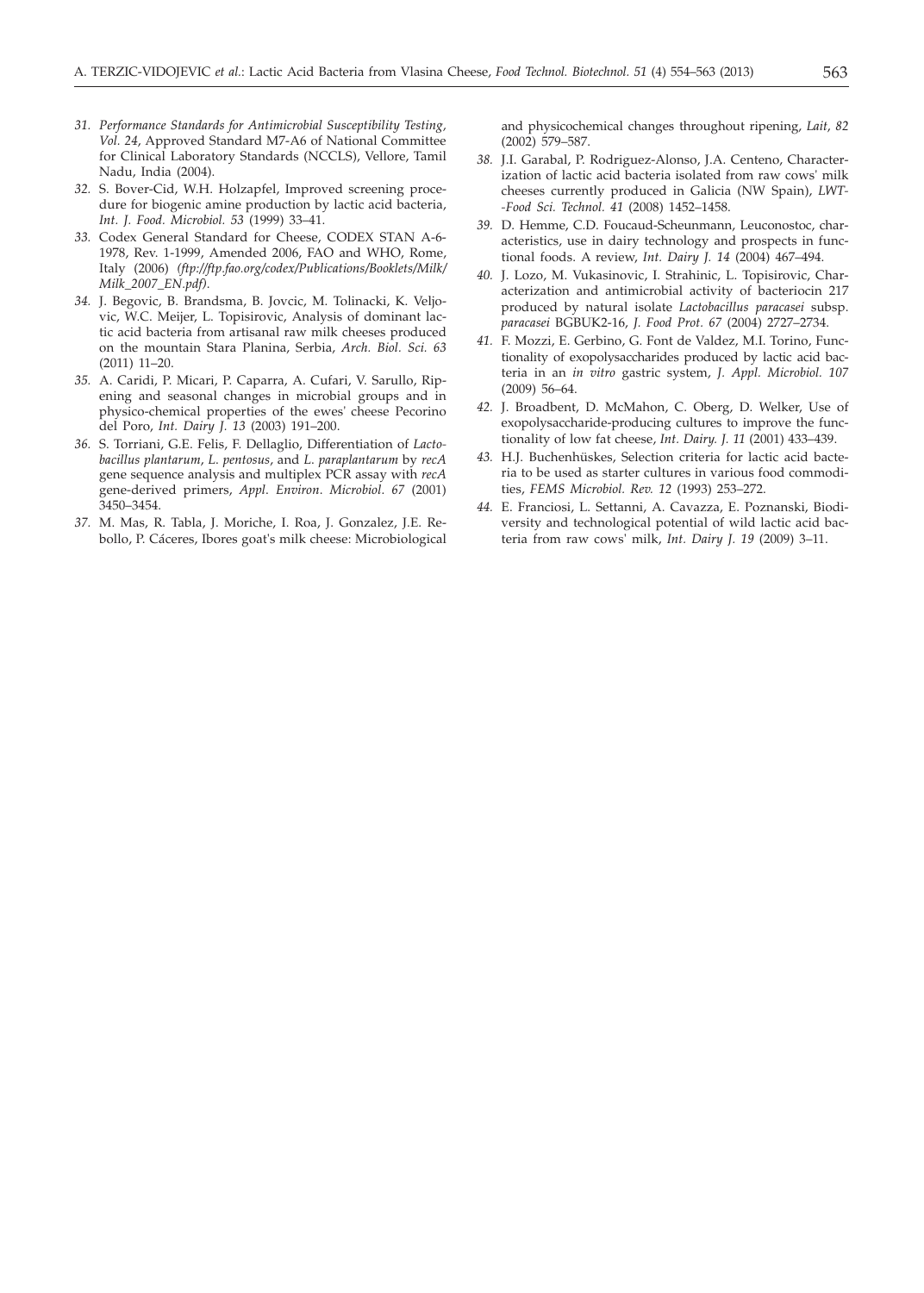31. *Performance Standards for Antimicrobial Susceptibility Testing*, *Vol. 24*, Approved Standard M7-A6 of National Committee for Clinical Laboratory Standards (NCCLS), Vellore, Tamil Nadu, India (2004).
32. S. Bover-Cid, W.H. Holzapfel, Improved screening procedure for biogenic amine production by lactic acid bacteria, *Int. J. Food. Microbiol. 53* (1999) 33–41.
33. Codex General Standard for Cheese, CODEX STAN A-6-1978, Rev. 1-1999, Amended 2006, FAO and WHO, Rome, Italy (2006) (*ftp://ftp.fao.org/codex/Publications/Booklets/Milk/Milk_2007_EN.pdf*).
34. J. Begovic, B. Brandsma, B. Jovcic, M. Tolinacki, K. Veljovic, W.C. Meijer, L. Topisirovic, Analysis of dominant lactic acid bacteria from artisanal raw milk cheeses produced on the mountain Stara Planina, Serbia, *Arch. Biol. Sci. 63* (2011) 11–20.
35. A. Caridi, P. Micari, P. Caparra, A. Cufari, V. Sarullo, Ripening and seasonal changes in microbial groups and in physico-chemical properties of the ewes' cheese Pecorino del Poro, *Int. Dairy J. 13* (2003) 191–200.
36. S. Torriani, G.E. Felis, F. Dellaglio, Differentiation of *Lactobacillus plantarum*, *L. pentosus*, and *L. paraplantarum* by *recA* gene sequence analysis and multiplex PCR assay with *recA* gene-derived primers, *Appl. Environ. Microbiol*. *67* (2001) 3450–3454.
37. M. Mas, R. Tabla, J. Moriche, I. Roa, J. Gonzalez, J.E. Rebollo, P. Cáceres, Ibores goat's milk cheese: Microbiological and physicochemical changes throughout ripening, *Lait*, *82* (2002) 579–587.
38. J.I. Garabal, P. Rodriguez-Alonso, J.A. Centeno, Characterization of lactic acid bacteria isolated from raw cows' milk cheeses currently produced in Galicia (NW Spain), *LWT-Food Sci. Technol. 41* (2008) 1452–1458.
39. D. Hemme, C.D. Foucaud-Scheunmann, Leuconostoc, characteristics, use in dairy technology and prospects in functional foods. A review, *Int. Dairy J. 14* (2004) 467–494.
40. J. Lozo, M. Vukasinovic, I. Strahinic, L. Topisirovic, Characterization and antimicrobial activity of bacteriocin 217 produced by natural isolate *Lactobacillus paracasei* subsp. *paracasei* BGBUK2-16, *J. Food Prot. 67* (2004) 2727–2734.
41. F. Mozzi, E. Gerbino, G. Font de Valdez, M.I. Torino, Functionality of exopolysaccharides produced by lactic acid bacteria in an *in vitro* gastric system, *J. Appl. Microbiol. 107* (2009) 56–64.
42. J. Broadbent, D. McMahon, C. Oberg, D. Welker, Use of exopolysaccharide-producing cultures to improve the functionality of low fat cheese, *Int. Dairy. J. 11* (2001) 433–439.
43. H.J. Buchenhüskes, Selection criteria for lactic acid bacteria to be used as starter cultures in various food commodities, *FEMS Microbiol. Rev. 12* (1993) 253–272.
44. E. Franciosi, L. Settanni, A. Cavazza, E. Poznanski, Biodiversity and technological potential of wild lactic acid bacteria from raw cows' milk, *Int. Dairy J. 19* (2009) 3–11.